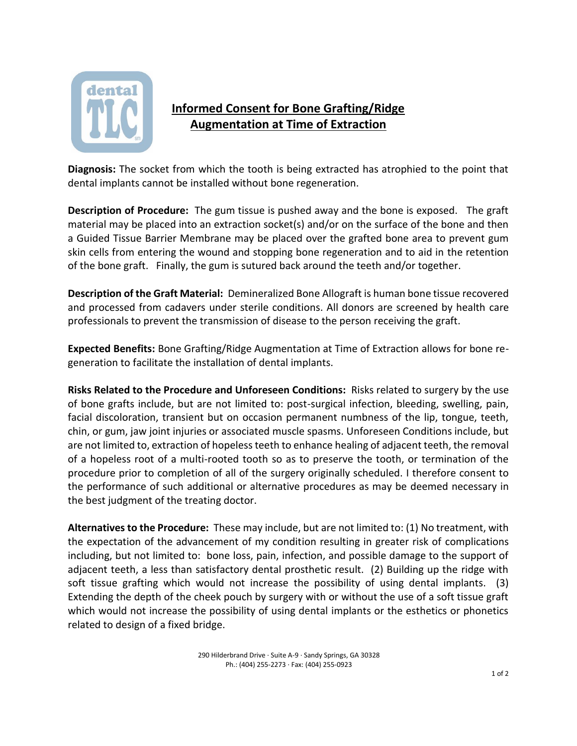# Informed Consent for Bone Grafting/Ridge Augmentation at Time of Extraction

**Diagnosis:** The socket from which the tooth is being extracted has atrophied to the point that dental implants cannot be installed without bone regeneration.

**Description of Procedure:** The gum tissue is pushed away and the bone is exposed. The graft material may be placed into an extraction socket(s) and/or on the surface of the bone and then a Guided Tissue Barrier Membrane may be placed over the grafted bone area to prevent gum skin cells from entering the wound and stopping bone regeneration and to aid in the retention of the bone graft. Finally, the gum is sutured back around the teeth and/or together.

**Description of the Graft Material:** Demineralized Bone Allograft is human bone tissue recovered and processed from cadavers under sterile conditions. All donors are screened by health care professionals to prevent the transmission of disease to the person receiving the graft.

**Expected Benefits:** Bone Grafting/Ridge Augmentation at Time of Extraction allows for bone re-generation to facilitate the installation of dental implants.

**Risks Related to the Procedure and Unforeseen Conditions:** Risks related to surgery by the use of bone grafts include, but are not limited to: post-surgical infection, bleeding, swelling, pain, facial discoloration, transient but on occasion permanent numbness of the lip, tongue, teeth, chin, or gum, jaw joint injuries or associated muscle spasms. Unforeseen Conditions include, but are not limited to, extraction of hopeless teeth to enhance healing of adjacent teeth, the removal of a hopeless root of a multi-rooted tooth so as to preserve the tooth, or termination of the procedure prior to completion of all of the surgery originally scheduled. I therefore consent to the performance of such additional or alternative procedures as may be deemed necessary in the best judgment of the treating doctor.

**Alternatives to the Procedure:** These may include, but are not limited to: (1) No treatment, with the expectation of the advancement of my condition resulting in greater risk of complications including, but not limited to: bone loss, pain, infection, and possible damage to the support of adjacent teeth, a less than satisfactory dental prosthetic result. (2) Building up the ridge with soft tissue grafting which would not increase the possibility of using dental implants. (3) Extending the depth of the cheek pouch by surgery with or without the use of a soft tissue graft which would not increase the possibility of using dental implants or the esthetics or phonetics related to design of a fixed bridge.

290 Hilderbrand Drive · Suite A-9 · Sandy Springs, GA 30328
Ph.: (404) 255-2273 · Fax: (404) 255-0923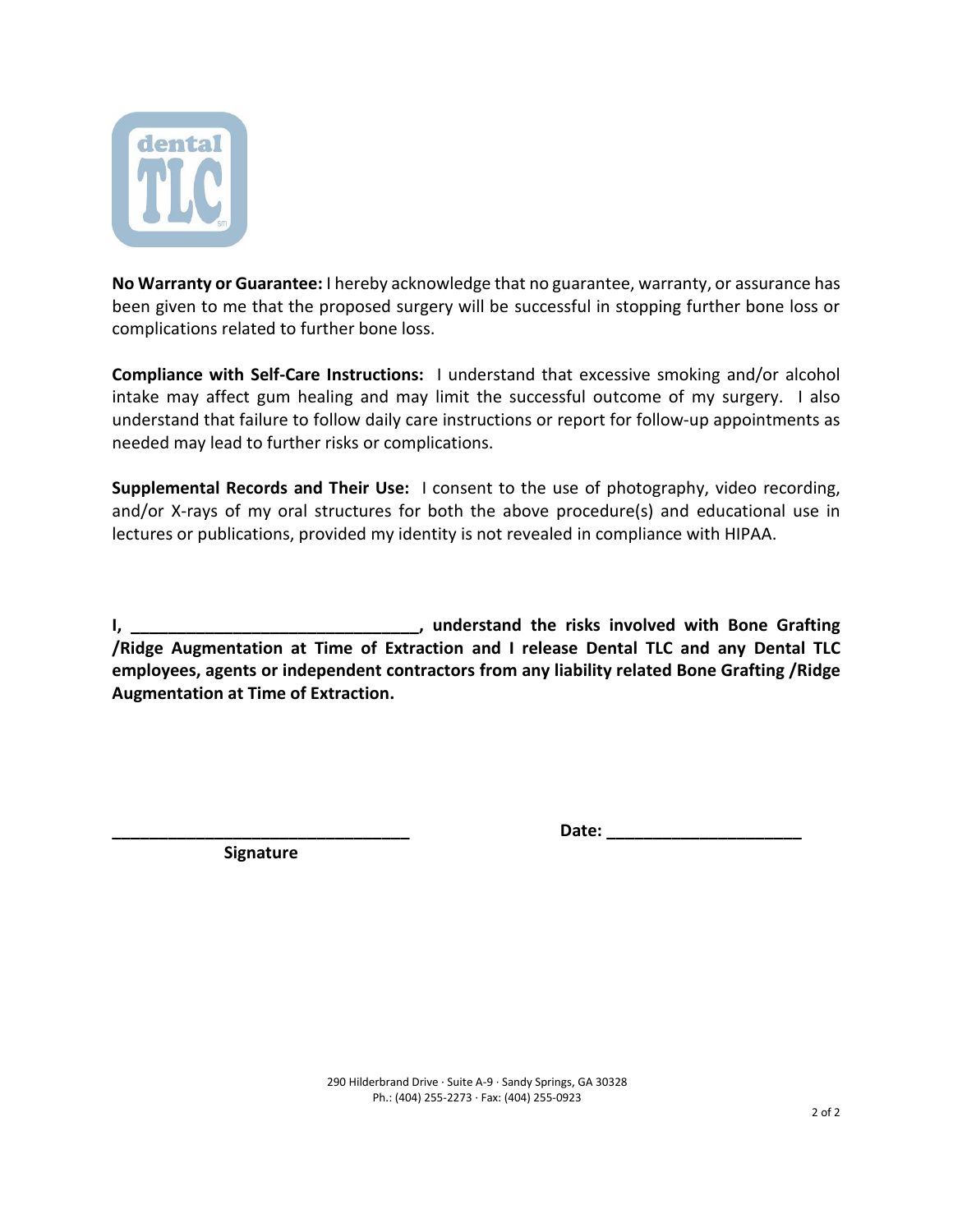**No Warranty or Guarantee:** I hereby acknowledge that no guarantee, warranty, or assurance has been given to me that the proposed surgery will be successful in stopping further bone loss or complications related to further bone loss.

**Compliance with Self-Care Instructions:** I understand that excessive smoking and/or alcohol intake may affect gum healing and may limit the successful outcome of my surgery. I also understand that failure to follow daily care instructions or report for follow-up appointments as needed may lead to further risks or complications.

**Supplemental Records and Their Use:** I consent to the use of photography, video recording, and/or X-rays of my oral structures for both the above procedure(s) and educational use in lectures or publications, provided my identity is not revealed in compliance with HIPAA.

**I, _______________________________, understand the risks involved with Bone Grafting /Ridge Augmentation at Time of Extraction and I release Dental TLC and any Dental TLC employees, agents or independent contractors from any liability related Bone Grafting /Ridge Augmentation at Time of Extraction.**

**_________________________________** **Date: _____________________**

**Signature**

290 Hilderbrand Drive · Suite A-9 · Sandy Springs, GA 30328
Ph.: (404) 255-2273 · Fax: (404) 255-0923